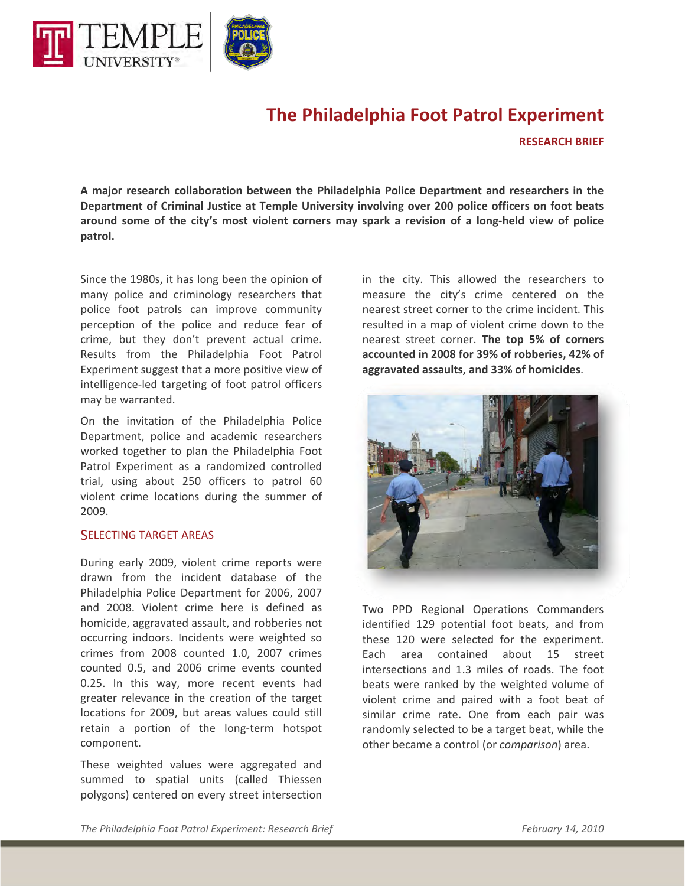# The Philadelphia Foot Patrol Experiment

**RESEARCH BRIEF**

**A major research collaboration between the Philadelphia Police Department and researchers in the Department of Criminal Justice at Temple University involving over 200 police officers on foot beats around some of the city's most violent corners may spark a revision of a long-held view of police patrol.**

Since the 1980s, it has long been the opinion of many police and criminology researchers that police foot patrols can improve community perception of the police and reduce fear of crime, but they don't prevent actual crime. Results from the Philadelphia Foot Patrol Experiment suggest that a more positive view of intelligence-led targeting of foot patrol officers may be warranted.

On the invitation of the Philadelphia Police Department, police and academic researchers worked together to plan the Philadelphia Foot Patrol Experiment as a randomized controlled trial, using about 250 officers to patrol 60 violent crime locations during the summer of 2009.

## Selecting Target Areas

During early 2009, violent crime reports were drawn from the incident database of the Philadelphia Police Department for 2006, 2007 and 2008. Violent crime here is defined as homicide, aggravated assault, and robberies not occurring indoors. Incidents were weighted so crimes from 2008 counted 1.0, 2007 crimes counted 0.5, and 2006 crime events counted 0.25. In this way, more recent events had greater relevance in the creation of the target locations for 2009, but areas values could still retain a portion of the long-term hotspot component.

These weighted values were aggregated and summed to spatial units (called Thiessen polygons) centered on every street intersection in the city. This allowed the researchers to measure the city's crime centered on the nearest street corner to the crime incident. This resulted in a map of violent crime down to the nearest street corner. **The top 5% of corners accounted in 2008 for 39% of robberies, 42% of aggravated assaults, and 33% of homicides**.

Two PPD Regional Operations Commanders identified 129 potential foot beats, and from these 120 were selected for the experiment. Each area contained about 15 street intersections and 1.3 miles of roads. The foot beats were ranked by the weighted volume of violent crime and paired with a foot beat of similar crime rate. One from each pair was randomly selected to be a target beat, while the other became a control (or *comparison*) area.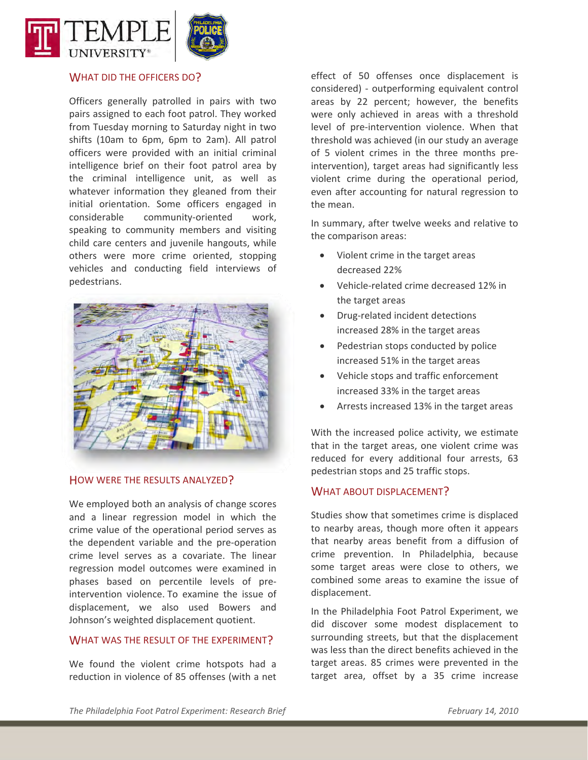## WHAT DID THE OFFICERS DO?

Officers generally patrolled in pairs with two pairs assigned to each foot patrol. They worked from Tuesday morning to Saturday night in two shifts (10am to 6pm, 6pm to 2am). All patrol officers were provided with an initial criminal intelligence brief on their foot patrol area by the criminal intelligence unit, as well as whatever information they gleaned from their initial orientation. Some officers engaged in considerable community-oriented work, speaking to community members and visiting child care centers and juvenile hangouts, while others were more crime oriented, stopping vehicles and conducting field interviews of pedestrians.

## HOW WERE THE RESULTS ANALYZED?

We employed both an analysis of change scores and a linear regression model in which the crime value of the operational period serves as the dependent variable and the pre-operation crime level serves as a covariate. The linear regression model outcomes were examined in phases based on percentile levels of pre-intervention violence. To examine the issue of displacement, we also used Bowers and Johnson's weighted displacement quotient.

## WHAT WAS THE RESULT OF THE EXPERIMENT?

We found the violent crime hotspots had a reduction in violence of 85 offenses (with a net effect of 50 offenses once displacement is considered) - outperforming equivalent control areas by 22 percent; however, the benefits were only achieved in areas with a threshold level of pre-intervention violence. When that threshold was achieved (in our study an average of 5 violent crimes in the three months pre-intervention), target areas had significantly less violent crime during the operational period, even after accounting for natural regression to the mean.

In summary, after twelve weeks and relative to the comparison areas:

- Violent crime in the target areas decreased 22%
- Vehicle-related crime decreased 12% in the target areas
- Drug-related incident detections increased 28% in the target areas
- Pedestrian stops conducted by police increased 51% in the target areas
- Vehicle stops and traffic enforcement increased 33% in the target areas
- Arrests increased 13% in the target areas

With the increased police activity, we estimate that in the target areas, one violent crime was reduced for every additional four arrests, 63 pedestrian stops and 25 traffic stops.

## WHAT ABOUT DISPLACEMENT?

Studies show that sometimes crime is displaced to nearby areas, though more often it appears that nearby areas benefit from a diffusion of crime prevention. In Philadelphia, because some target areas were close to others, we combined some areas to examine the issue of displacement.

In the Philadelphia Foot Patrol Experiment, we did discover some modest displacement to surrounding streets, but that the displacement was less than the direct benefits achieved in the target areas. 85 crimes were prevented in the target area, offset by a 35 crime increase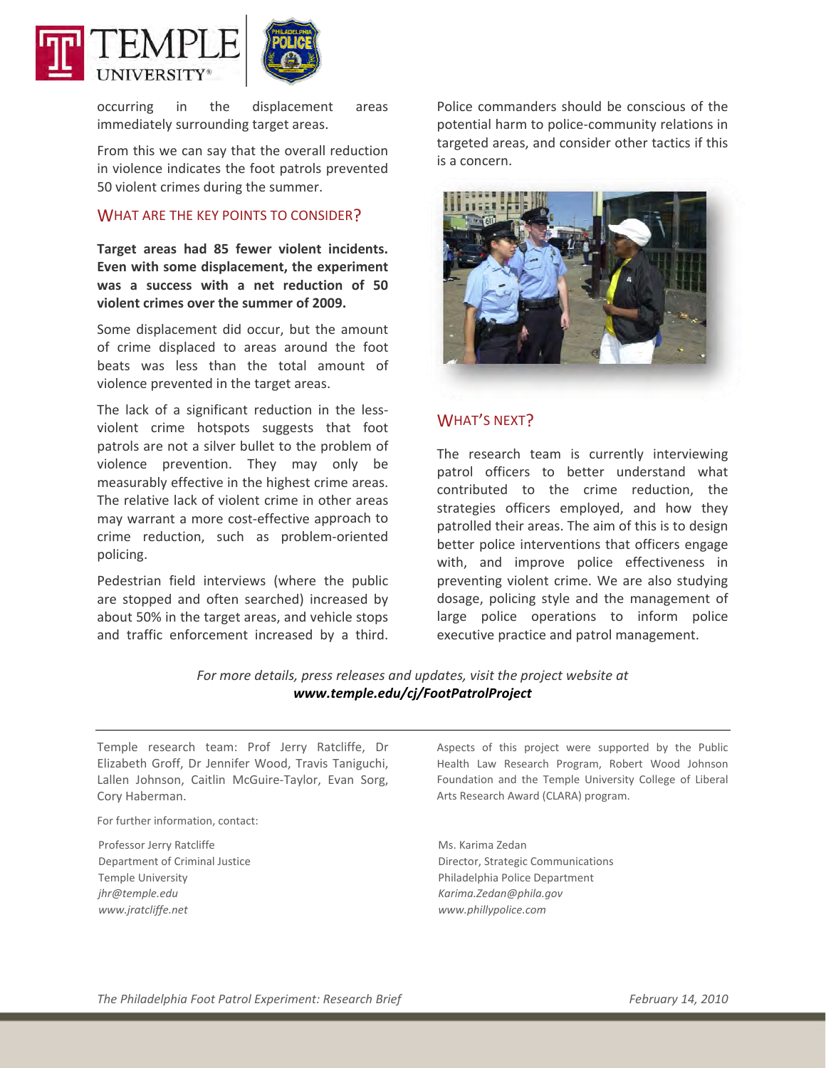occurring in the displacement areas immediately surrounding target areas.

From this we can say that the overall reduction in violence indicates the foot patrols prevented 50 violent crimes during the summer.

## WHAT ARE THE KEY POINTS TO CONSIDER?

**Target areas had 85 fewer violent incidents. Even with some displacement, the experiment was a success with a net reduction of 50 violent crimes over the summer of 2009.**

Some displacement did occur, but the amount of crime displaced to areas around the foot beats was less than the total amount of violence prevented in the target areas.

The lack of a significant reduction in the less-violent crime hotspots suggests that foot patrols are not a silver bullet to the problem of violence prevention. They may only be measurably effective in the highest crime areas. The relative lack of violent crime in other areas may warrant a more cost-effective approach to crime reduction, such as problem-oriented policing.

Pedestrian field interviews (where the public are stopped and often searched) increased by about 50% in the target areas, and vehicle stops and traffic enforcement increased by a third. Police commanders should be conscious of the potential harm to police-community relations in targeted areas, and consider other tactics if this is a concern.

## WHAT'S NEXT?

The research team is currently interviewing patrol officers to better understand what contributed to the crime reduction, the strategies officers employed, and how they patrolled their areas. The aim of this is to design better police interventions that officers engage with, and improve police effectiveness in preventing violent crime. We are also studying dosage, policing style and the management of large police operations to inform police executive practice and patrol management.

*For more details, press releases and updates, visit the project website at* ***www.temple.edu/cj/FootPatrolProject***

---

Temple research team: Prof Jerry Ratcliffe, Dr Elizabeth Groff, Dr Jennifer Wood, Travis Taniguchi, Lallen Johnson, Caitlin McGuire-Taylor, Evan Sorg, Cory Haberman.

Aspects of this project were supported by the Public Health Law Research Program, Robert Wood Johnson Foundation and the Temple University College of Liberal Arts Research Award (CLARA) program.

For further information, contact:

Professor Jerry Ratcliffe
Department of Criminal Justice
Temple University
*jhr@temple.edu*
*www.jratcliffe.net*

Ms. Karima Zedan
Director, Strategic Communications
Philadelphia Police Department
*Karima.Zedan@phila.gov*
*www.phillypolice.com*